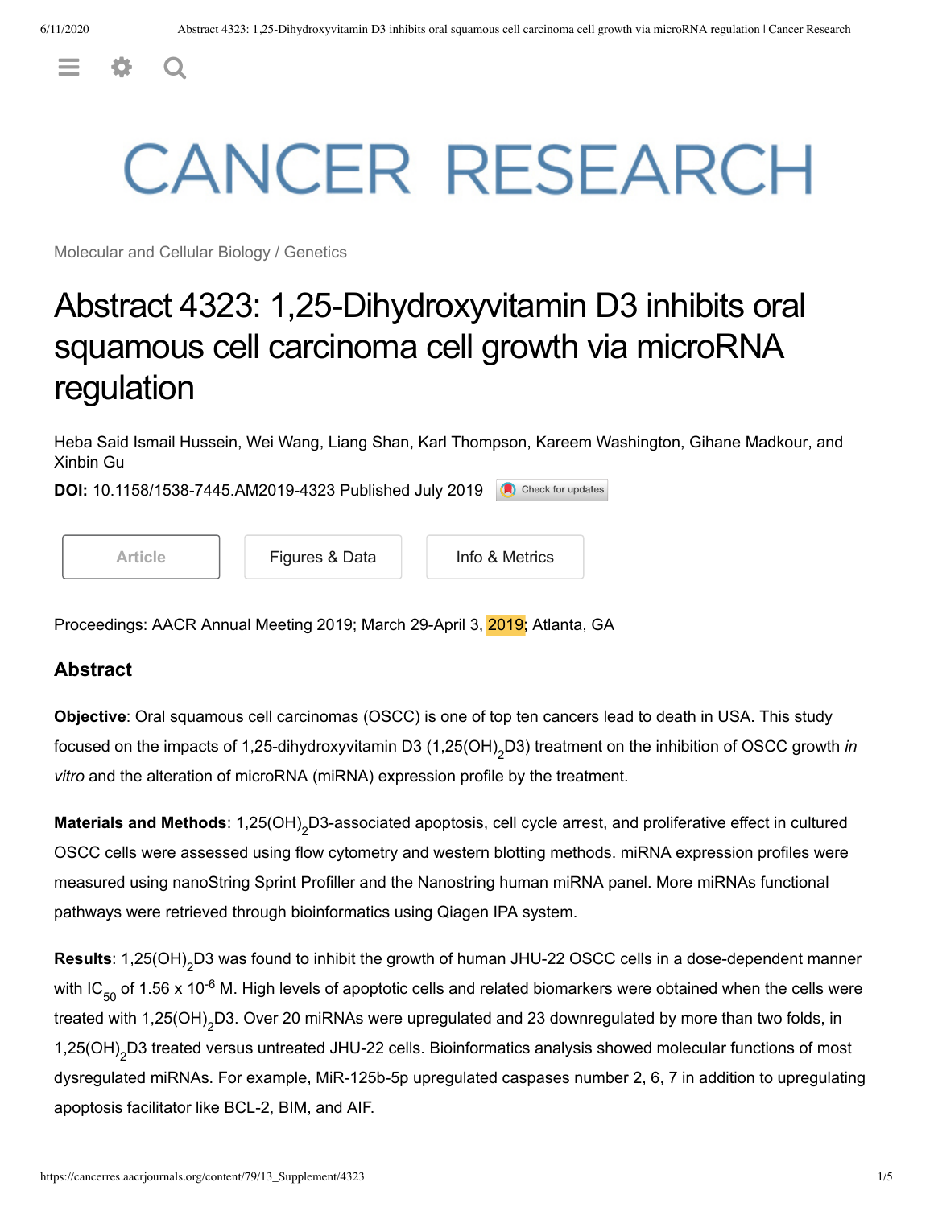# CANCER RESEARCH

Molecular and Cellular Biology / Genetics

# Abstract 4323: 1,25-Dihydroxyvitamin D3 inhibits oral squamous cell carcinoma cell growth via microRNA regulation

Heba Said Ismail Hussein, Wei Wang, Liang Shan, Karl Thompson, Kareem Washington, Gihane Madkour, and Xinbin Gu

**DOI:** 10.1158/1538-7445.AM2019-4323 Published July 2019

Article | Figures & Data | Info & Metrics

Proceedings: AACR Annual Meeting 2019; March 29-April 3, 2019; Atlanta, GA

## Abstract

**Objective**: Oral squamous cell carcinomas (OSCC) is one of top ten cancers lead to death in USA. This study focused on the impacts of 1,25-dihydroxyvitamin D3 (1,25(OH)$_2$D3) treatment on the inhibition of OSCC growth *in vitro* and the alteration of microRNA (miRNA) expression profile by the treatment.

**Materials and Methods**: 1,25(OH)$_2$D3-associated apoptosis, cell cycle arrest, and proliferative effect in cultured OSCC cells were assessed using flow cytometry and western blotting methods. miRNA expression profiles were measured using nanoString Sprint Profiller and the Nanostring human miRNA panel. More miRNAs functional pathways were retrieved through bioinformatics using Qiagen IPA system.

**Results**: 1,25(OH)$_2$D3 was found to inhibit the growth of human JHU-22 OSCC cells in a dose-dependent manner with IC$_{50}$ of 1.56 x 10$^{-6}$ M. High levels of apoptotic cells and related biomarkers were obtained when the cells were treated with 1,25(OH)$_2$D3. Over 20 miRNAs were upregulated and 23 downregulated by more than two folds, in 1,25(OH)$_2$D3 treated versus untreated JHU-22 cells. Bioinformatics analysis showed molecular functions of most dysregulated miRNAs. For example, MiR-125b-5p upregulated caspases number 2, 6, 7 in addition to upregulating apoptosis facilitator like BCL-2, BIM, and AIF.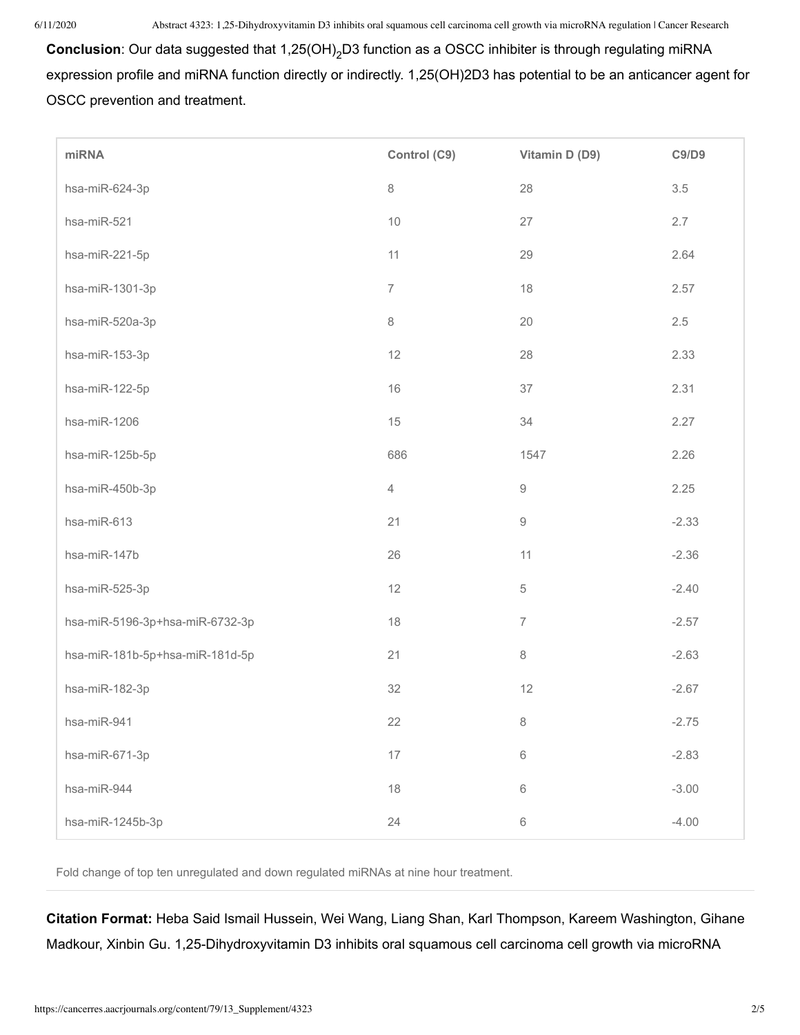**Conclusion**: Our data suggested that 1,25$(OH)_2$D3 function as a OSCC inhibiter is through regulating miRNA expression profile and miRNA function directly or indirectly. 1,25(OH)2D3 has potential to be an anticancer agent for OSCC prevention and treatment.

| miRNA | Control (C9) | Vitamin D (D9) | C9/D9 |
|---|---|---|---|
| hsa-miR-624-3p | 8 | 28 | 3.5 |
| hsa-miR-521 | 10 | 27 | 2.7 |
| hsa-miR-221-5p | 11 | 29 | 2.64 |
| hsa-miR-1301-3p | 7 | 18 | 2.57 |
| hsa-miR-520a-3p | 8 | 20 | 2.5 |
| hsa-miR-153-3p | 12 | 28 | 2.33 |
| hsa-miR-122-5p | 16 | 37 | 2.31 |
| hsa-miR-1206 | 15 | 34 | 2.27 |
| hsa-miR-125b-5p | 686 | 1547 | 2.26 |
| hsa-miR-450b-3p | 4 | 9 | 2.25 |
| hsa-miR-613 | 21 | 9 | -2.33 |
| hsa-miR-147b | 26 | 11 | -2.36 |
| hsa-miR-525-3p | 12 | 5 | -2.40 |
| hsa-miR-5196-3p+hsa-miR-6732-3p | 18 | 7 | -2.57 |
| hsa-miR-181b-5p+hsa-miR-181d-5p | 21 | 8 | -2.63 |
| hsa-miR-182-3p | 32 | 12 | -2.67 |
| hsa-miR-941 | 22 | 8 | -2.75 |
| hsa-miR-671-3p | 17 | 6 | -2.83 |
| hsa-miR-944 | 18 | 6 | -3.00 |
| hsa-miR-1245b-3p | 24 | 6 | -4.00 |

Fold change of top ten unregulated and down regulated miRNAs at nine hour treatment.

**Citation Format:** Heba Said Ismail Hussein, Wei Wang, Liang Shan, Karl Thompson, Kareem Washington, Gihane Madkour, Xinbin Gu. 1,25-Dihydroxyvitamin D3 inhibits oral squamous cell carcinoma cell growth via microRNA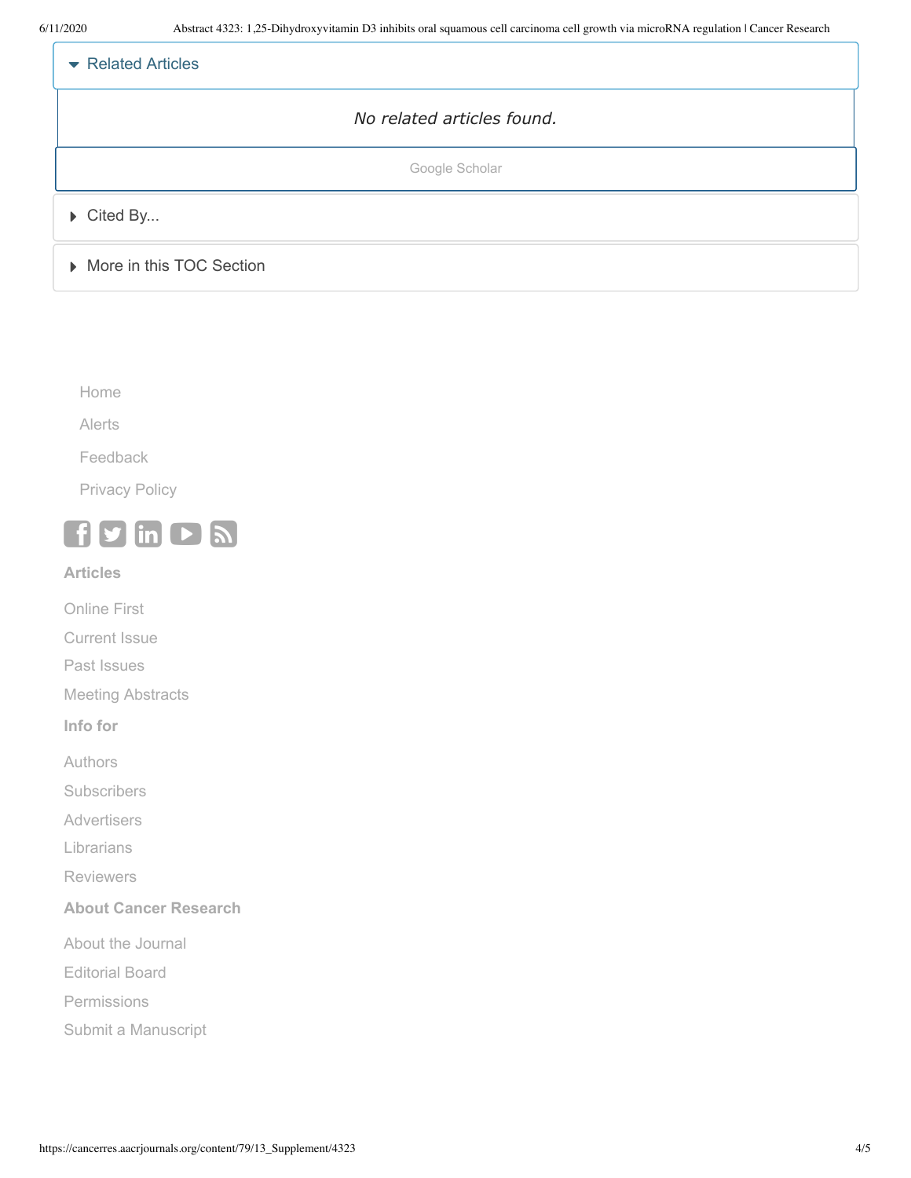▾ Related Articles

*No related articles found.*

Google Scholar

▸ Cited By...

▸ More in this TOC Section

Home

Alerts

Feedback

Privacy Policy

**Articles**

Online First

Current Issue

Past Issues

Meeting Abstracts

**Info for**

Authors

Subscribers

Advertisers

Librarians

Reviewers

**About Cancer Research**

About the Journal

Editorial Board

Permissions

Submit a Manuscript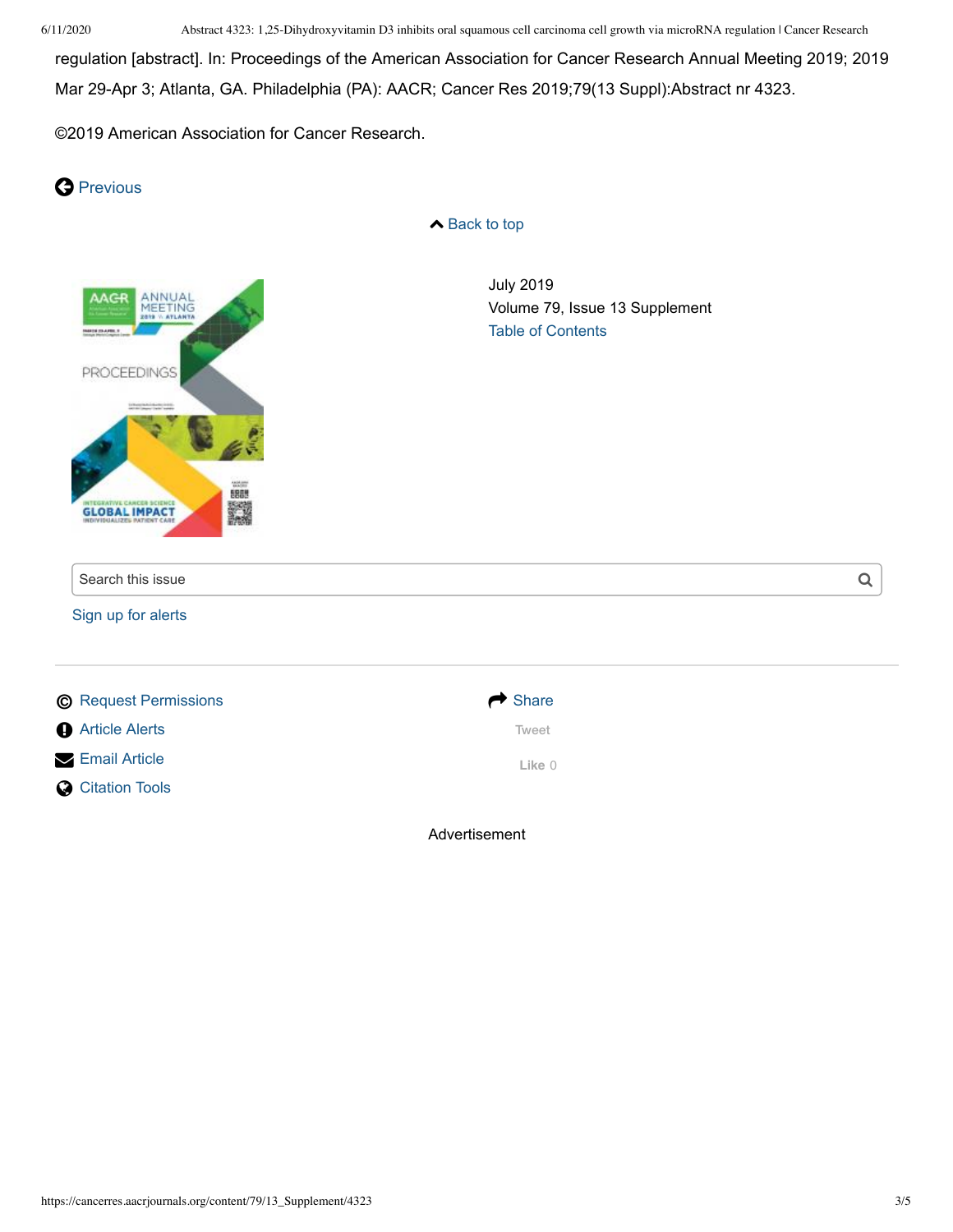regulation [abstract]. In: Proceedings of the American Association for Cancer Research Annual Meeting 2019; 2019 Mar 29-Apr 3; Atlanta, GA. Philadelphia (PA): AACR; Cancer Res 2019;79(13 Suppl):Abstract nr 4323.

©2019 American Association for Cancer Research.

Previous

Back to top

July 2019
Volume 79, Issue 13 Supplement
Table of Contents

Search this issue

Sign up for alerts

- Request Permissions
- Article Alerts
- Email Article
- Citation Tools

Share

Tweet

Like 0

Advertisement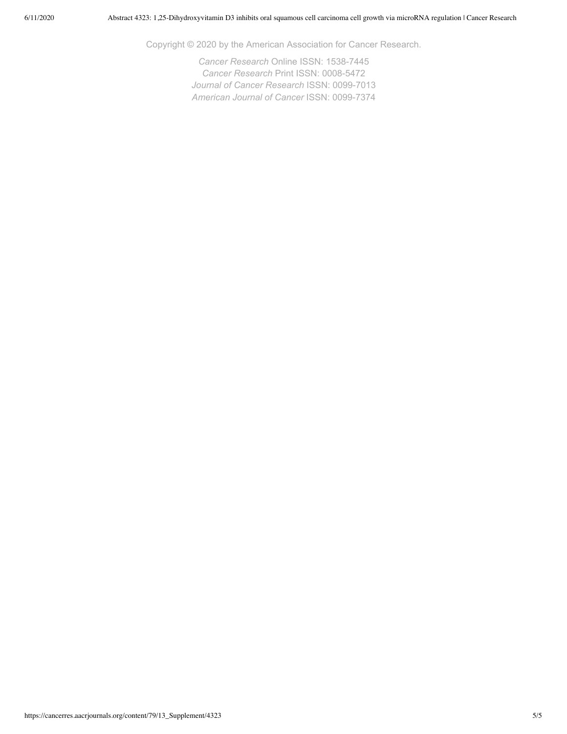Copyright © 2020 by the American Association for Cancer Research.

*Cancer Research* Online ISSN: 1538-7445
*Cancer Research* Print ISSN: 0008-5472
*Journal of Cancer Research* ISSN: 0099-7013
*American Journal of Cancer* ISSN: 0099-7374